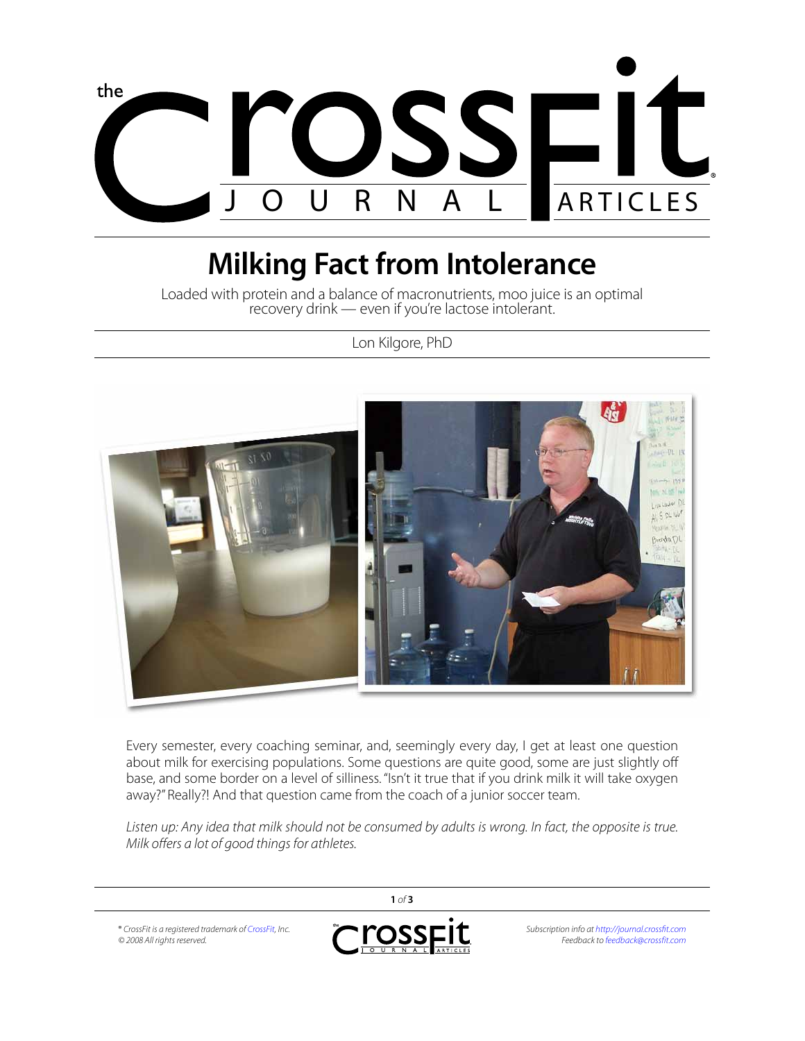# Milking Fact from Intolerance

Loaded with protein and a balance of macronutrients, moo juice is an optimal recovery drink — even if you're lactose intolerant.

Lon Kilgore, PhD

Every semester, every coaching seminar, and, seemingly every day, I get at least one question about milk for exercising populations. Some questions are quite good, some are just slightly off base, and some border on a level of silliness. "Isn't it true that if you drink milk it will take oxygen away?" Really?! And that question came from the coach of a junior soccer team.

*Listen up: Any idea that milk should not be consumed by adults is wrong. In fact, the opposite is true. Milk offers a lot of good things for athletes.*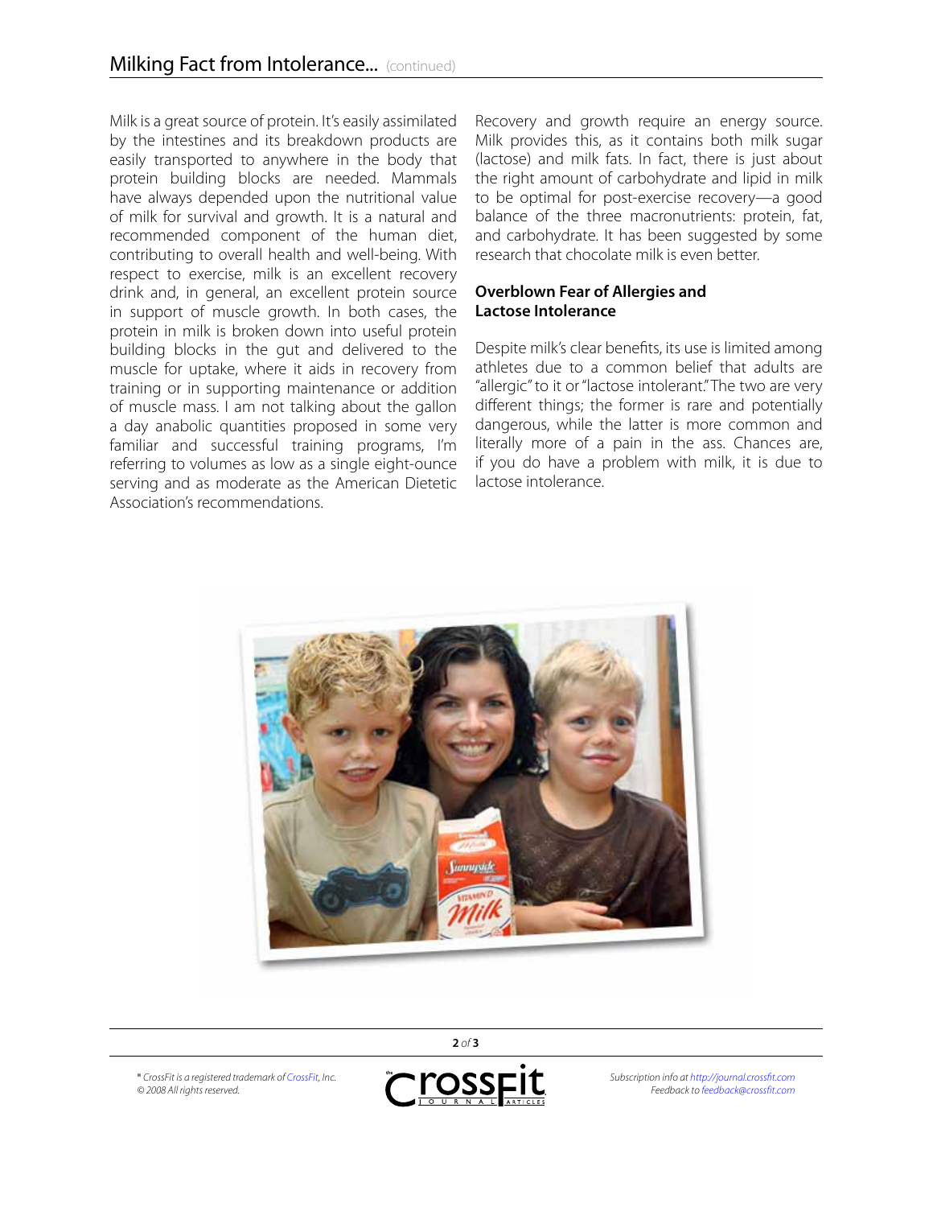Milk is a great source of protein. It's easily assimilated by the intestines and its breakdown products are easily transported to anywhere in the body that protein building blocks are needed. Mammals have always depended upon the nutritional value of milk for survival and growth. It is a natural and recommended component of the human diet, contributing to overall health and well-being. With respect to exercise, milk is an excellent recovery drink and, in general, an excellent protein source in support of muscle growth. In both cases, the protein in milk is broken down into useful protein building blocks in the gut and delivered to the muscle for uptake, where it aids in recovery from training or in supporting maintenance or addition of muscle mass. I am not talking about the gallon a day anabolic quantities proposed in some very familiar and successful training programs, I'm referring to volumes as low as a single eight-ounce serving and as moderate as the American Dietetic Association's recommendations.

Recovery and growth require an energy source. Milk provides this, as it contains both milk sugar (lactose) and milk fats. In fact, there is just about the right amount of carbohydrate and lipid in milk to be optimal for post-exercise recovery—a good balance of the three macronutrients: protein, fat, and carbohydrate. It has been suggested by some research that chocolate milk is even better.

## Overblown Fear of Allergies and Lactose Intolerance

Despite milk's clear benefits, its use is limited among athletes due to a common belief that adults are "allergic" to it or "lactose intolerant." The two are very different things; the former is rare and potentially dangerous, while the latter is more common and literally more of a pain in the ass. Chances are, if you do have a problem with milk, it is due to lactose intolerance.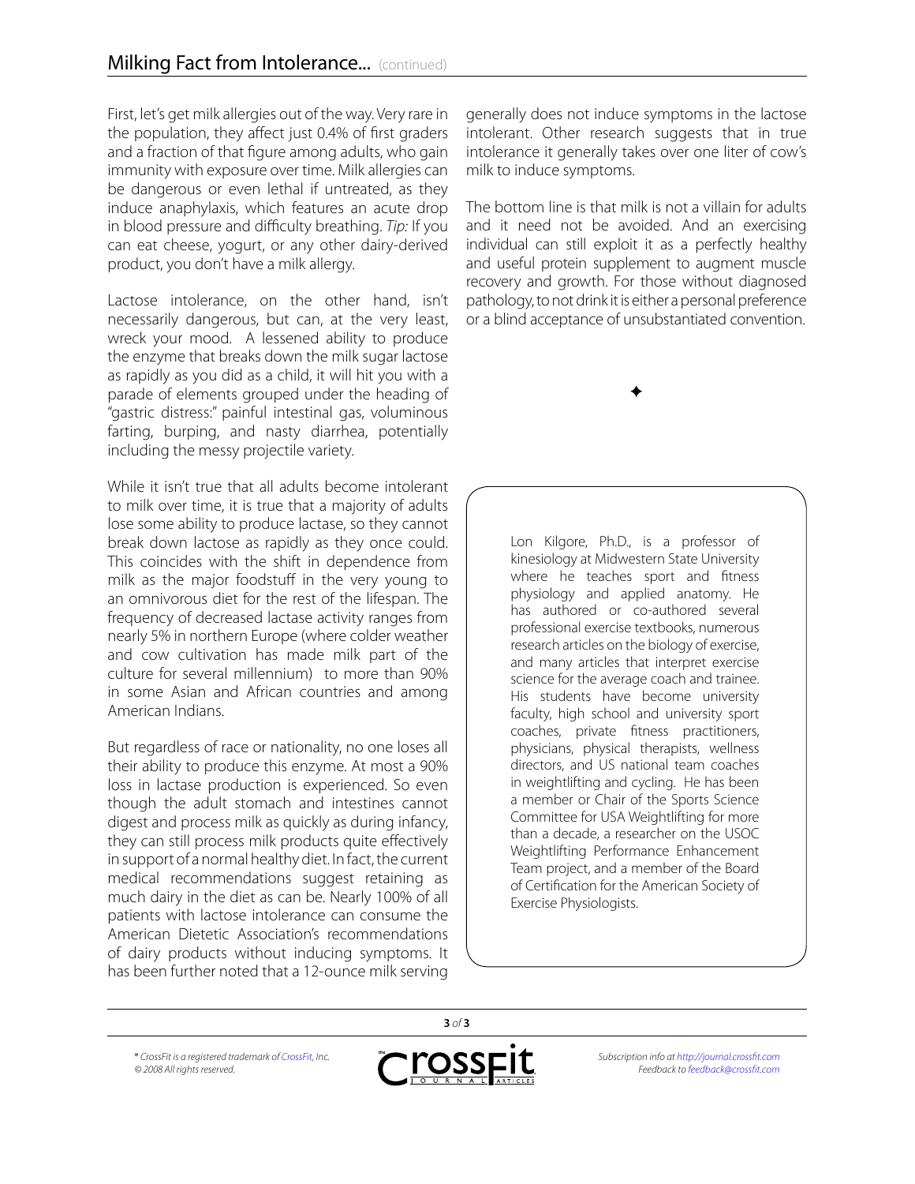First, let's get milk allergies out of the way. Very rare in the population, they affect just 0.4% of first graders and a fraction of that figure among adults, who gain immunity with exposure over time. Milk allergies can be dangerous or even lethal if untreated, as they induce anaphylaxis, which features an acute drop in blood pressure and difficulty breathing. *Tip:* If you can eat cheese, yogurt, or any other dairy-derived product, you don't have a milk allergy.

Lactose intolerance, on the other hand, isn't necessarily dangerous, but can, at the very least, wreck your mood. A lessened ability to produce the enzyme that breaks down the milk sugar lactose as rapidly as you did as a child, it will hit you with a parade of elements grouped under the heading of "gastric distress:" painful intestinal gas, voluminous farting, burping, and nasty diarrhea, potentially including the messy projectile variety.

While it isn't true that all adults become intolerant to milk over time, it is true that a majority of adults lose some ability to produce lactase, so they cannot break down lactose as rapidly as they once could. This coincides with the shift in dependence from milk as the major foodstuff in the very young to an omnivorous diet for the rest of the lifespan. The frequency of decreased lactase activity ranges from nearly 5% in northern Europe (where colder weather and cow cultivation has made milk part of the culture for several millennium) to more than 90% in some Asian and African countries and among American Indians.

But regardless of race or nationality, no one loses all their ability to produce this enzyme. At most a 90% loss in lactase production is experienced. So even though the adult stomach and intestines cannot digest and process milk as quickly as during infancy, they can still process milk products quite effectively in support of a normal healthy diet. In fact, the current medical recommendations suggest retaining as much dairy in the diet as can be. Nearly 100% of all patients with lactose intolerance can consume the American Dietetic Association's recommendations of dairy products without inducing symptoms. It has been further noted that a 12-ounce milk serving generally does not induce symptoms in the lactose intolerant. Other research suggests that in true intolerance it generally takes over one liter of cow's milk to induce symptoms.

The bottom line is that milk is not a villain for adults and it need not be avoided. And an exercising individual can still exploit it as a perfectly healthy and useful protein supplement to augment muscle recovery and growth. For those without diagnosed pathology, to not drink it is either a personal preference or a blind acceptance of unsubstantiated convention.

✦

Lon Kilgore, Ph.D., is a professor of kinesiology at Midwestern State University where he teaches sport and fitness physiology and applied anatomy. He has authored or co-authored several professional exercise textbooks, numerous research articles on the biology of exercise, and many articles that interpret exercise science for the average coach and trainee. His students have become university faculty, high school and university sport coaches, private fitness practitioners, physicians, physical therapists, wellness directors, and US national team coaches in weightlifting and cycling. He has been a member or Chair of the Sports Science Committee for USA Weightlifting for more than a decade, a researcher on the USOC Weightlifting Performance Enhancement Team project, and a member of the Board of Certification for the American Society of Exercise Physiologists.